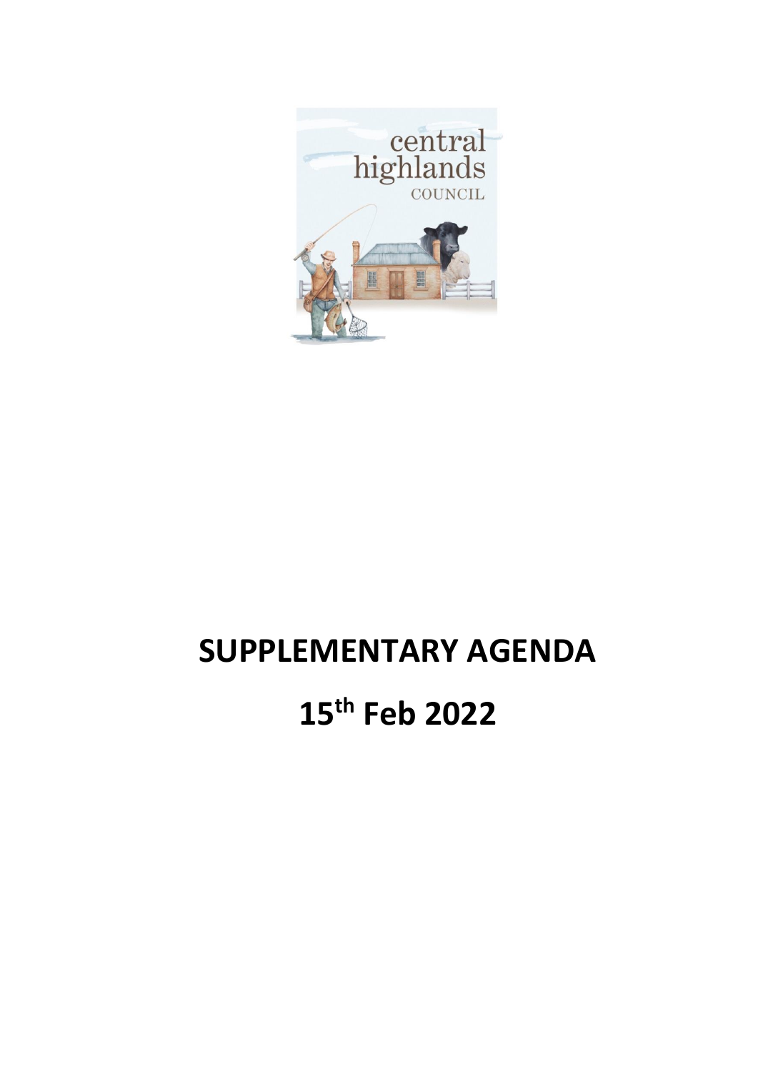central highlands COUNCIL

# SUPPLEMENTARY AGENDA

# 15th Feb 2022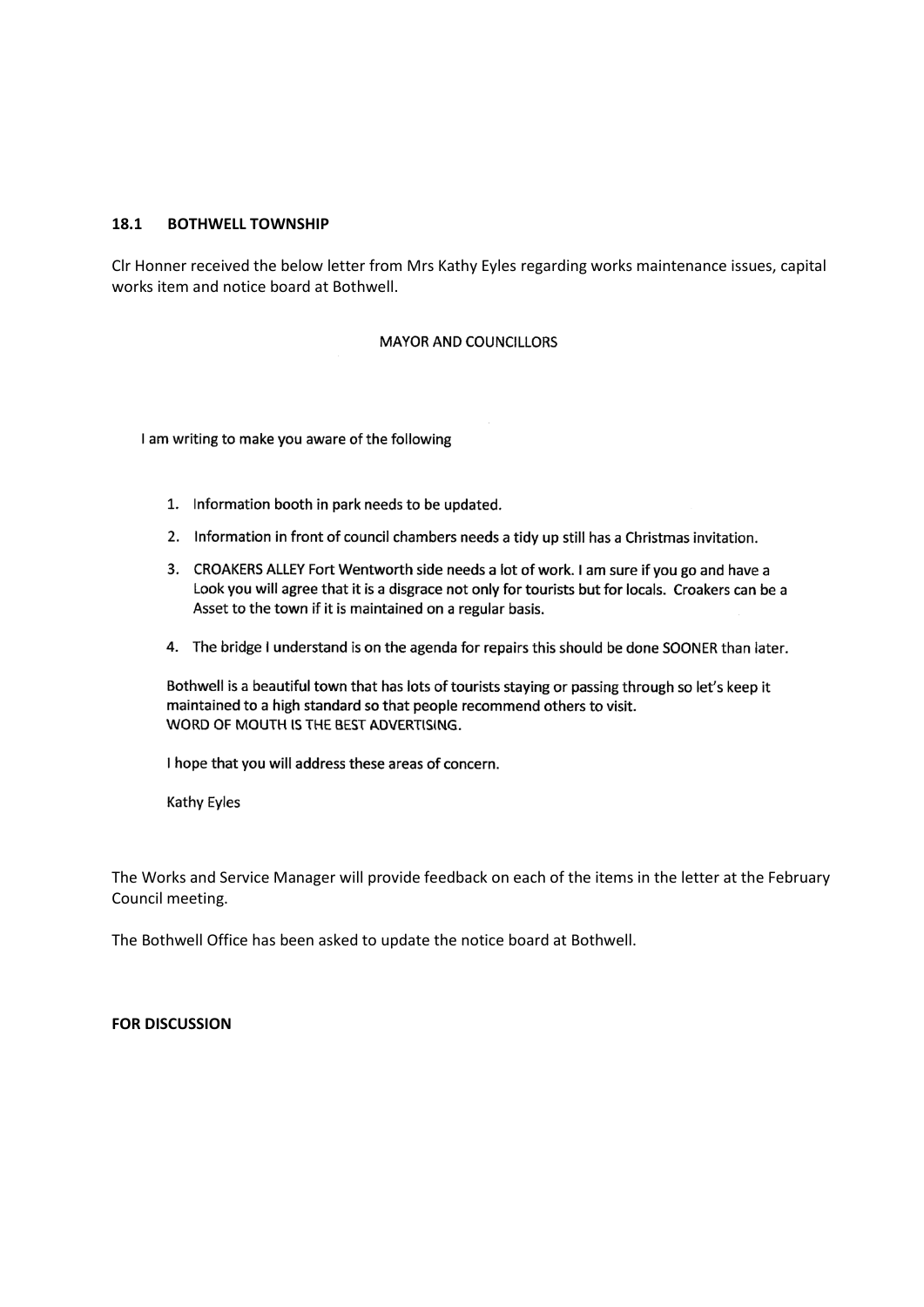### 18.1 BOTHWELL TOWNSHIP

Clr Honner received the below letter from Mrs Kathy Eyles regarding works maintenance issues, capital works item and notice board at Bothwell.

MAYOR AND COUNCILLORS

I am writing to make you aware of the following

1. Information booth in park needs to be updated.
2. Information in front of council chambers needs a tidy up still has a Christmas invitation.
3. CROAKERS ALLEY Fort Wentworth side needs a lot of work. I am sure if you go and have a Look you will agree that it is a disgrace not only for tourists but for locals. Croakers can be a Asset to the town if it is maintained on a regular basis.
4. The bridge I understand is on the agenda for repairs this should be done SOONER than later.

Bothwell is a beautiful town that has lots of tourists staying or passing through so let's keep it maintained to a high standard so that people recommend others to visit.
WORD OF MOUTH IS THE BEST ADVERTISING.

I hope that you will address these areas of concern.

Kathy Eyles

The Works and Service Manager will provide feedback on each of the items in the letter at the February Council meeting.

The Bothwell Office has been asked to update the notice board at Bothwell.

**FOR DISCUSSION**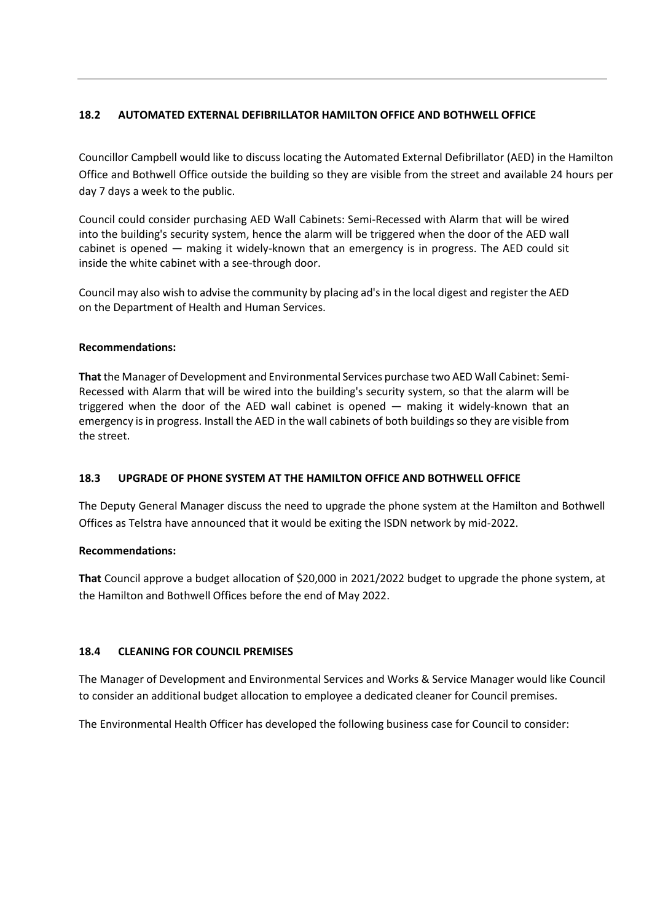### 18.2 AUTOMATED EXTERNAL DEFIBRILLATOR HAMILTON OFFICE AND BOTHWELL OFFICE

Councillor Campbell would like to discuss locating the Automated External Defibrillator (AED) in the Hamilton Office and Bothwell Office outside the building so they are visible from the street and available 24 hours per day 7 days a week to the public.

Council could consider purchasing AED Wall Cabinets: Semi-Recessed with Alarm that will be wired into the building's security system, hence the alarm will be triggered when the door of the AED wall cabinet is opened — making it widely-known that an emergency is in progress. The AED could sit inside the white cabinet with a see-through door.

Council may also wish to advise the community by placing ad's in the local digest and register the AED on the Department of Health and Human Services.

**Recommendations:**

**That** the Manager of Development and Environmental Services purchase two AED Wall Cabinet: Semi-Recessed with Alarm that will be wired into the building's security system, so that the alarm will be triggered when the door of the AED wall cabinet is opened — making it widely-known that an emergency is in progress. Install the AED in the wall cabinets of both buildings so they are visible from the street.

### 18.3 UPGRADE OF PHONE SYSTEM AT THE HAMILTON OFFICE AND BOTHWELL OFFICE

The Deputy General Manager discuss the need to upgrade the phone system at the Hamilton and Bothwell Offices as Telstra have announced that it would be exiting the ISDN network by mid-2022.

**Recommendations:**

**That** Council approve a budget allocation of $20,000 in 2021/2022 budget to upgrade the phone system, at the Hamilton and Bothwell Offices before the end of May 2022.

### 18.4 CLEANING FOR COUNCIL PREMISES

The Manager of Development and Environmental Services and Works & Service Manager would like Council to consider an additional budget allocation to employee a dedicated cleaner for Council premises.

The Environmental Health Officer has developed the following business case for Council to consider: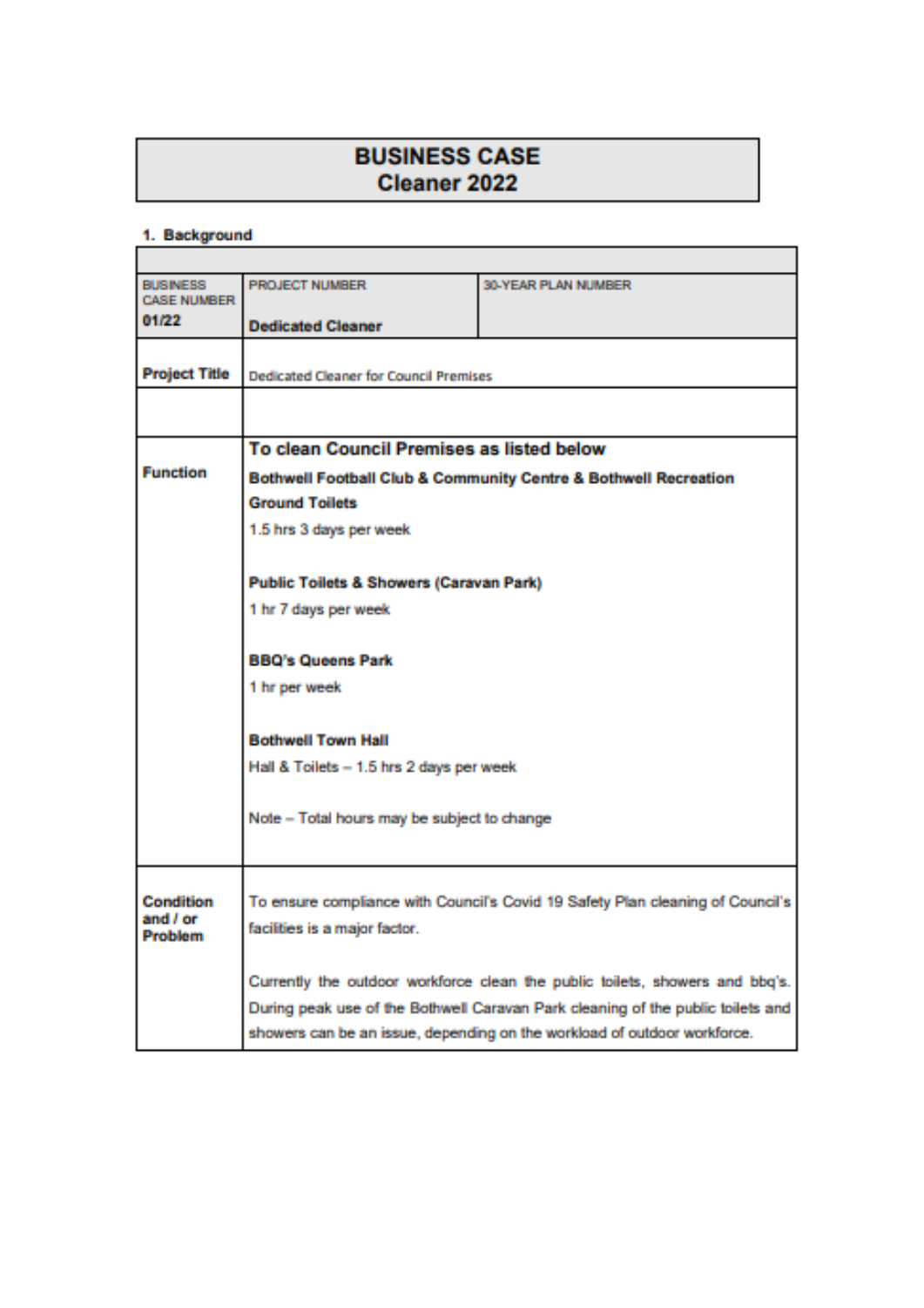# BUSINESS CASE
# Cleaner 2022

## 1. Background

| | | |
|---|---|---|
| BUSINESS CASE NUMBER<br>**01/22** | PROJECT NUMBER<br>**Dedicated Cleaner** | 30-YEAR PLAN NUMBER |
| **Project Title** | Dedicated Cleaner for Council Premises | |
| | | |
| **Function** | **To clean Council Premises as listed below**<br>**Bothwell Football Club & Community Centre & Bothwell Recreation Ground Toilets**<br>1.5 hrs 3 days per week<br><br>**Public Toilets & Showers (Caravan Park)**<br>1 hr 7 days per week<br><br>**BBQ's Queens Park**<br>1 hr per week<br><br>**Bothwell Town Hall**<br>Hall & Toilets – 1.5 hrs 2 days per week<br><br>Note – Total hours may be subject to change | |
| **Condition and / or Problem** | To ensure compliance with Council's Covid 19 Safety Plan cleaning of Council's facilities is a major factor.<br><br>Currently the outdoor workforce clean the public toilets, showers and bbq's. During peak use of the Bothwell Caravan Park cleaning of the public toilets and showers can be an issue, depending on the workload of outdoor workforce. | |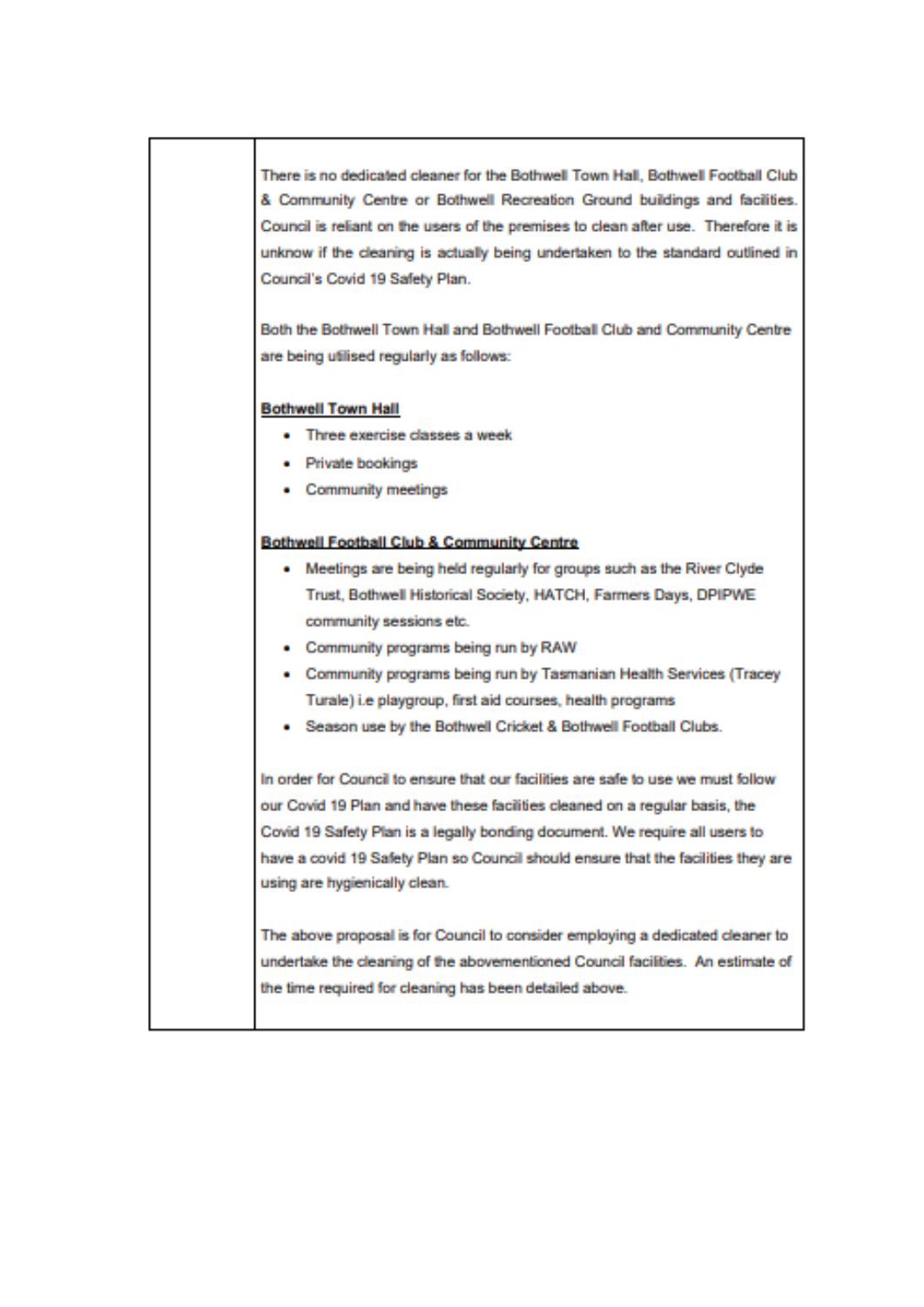There is no dedicated cleaner for the Bothwell Town Hall, Bothwell Football Club & Community Centre or Bothwell Recreation Ground buildings and facilities. Council is reliant on the users of the premises to clean after use. Therefore it is unknow if the cleaning is actually being undertaken to the standard outlined in Council's Covid 19 Safety Plan.

Both the Bothwell Town Hall and Bothwell Football Club and Community Centre are being utilised regularly as follows:

**Bothwell Town Hall**

- Three exercise classes a week
- Private bookings
- Community meetings

**Bothwell Football Club & Community Centre**

- Meetings are being held regularly for groups such as the River Clyde Trust, Bothwell Historical Society, HATCH, Farmers Days, DPIPWE community sessions etc.
- Community programs being run by RAW
- Community programs being run by Tasmanian Health Services (Tracey Turale) i.e playgroup, first aid courses, health programs
- Season use by the Bothwell Cricket & Bothwell Football Clubs.

In order for Council to ensure that our facilities are safe to use we must follow our Covid 19 Plan and have these facilities cleaned on a regular basis, the Covid 19 Safety Plan is a legally bonding document. We require all users to have a covid 19 Safety Plan so Council should ensure that the facilities they are using are hygienically clean.

The above proposal is for Council to consider employing a dedicated cleaner to undertake the cleaning of the abovementioned Council facilities. An estimate of the time required for cleaning has been detailed above.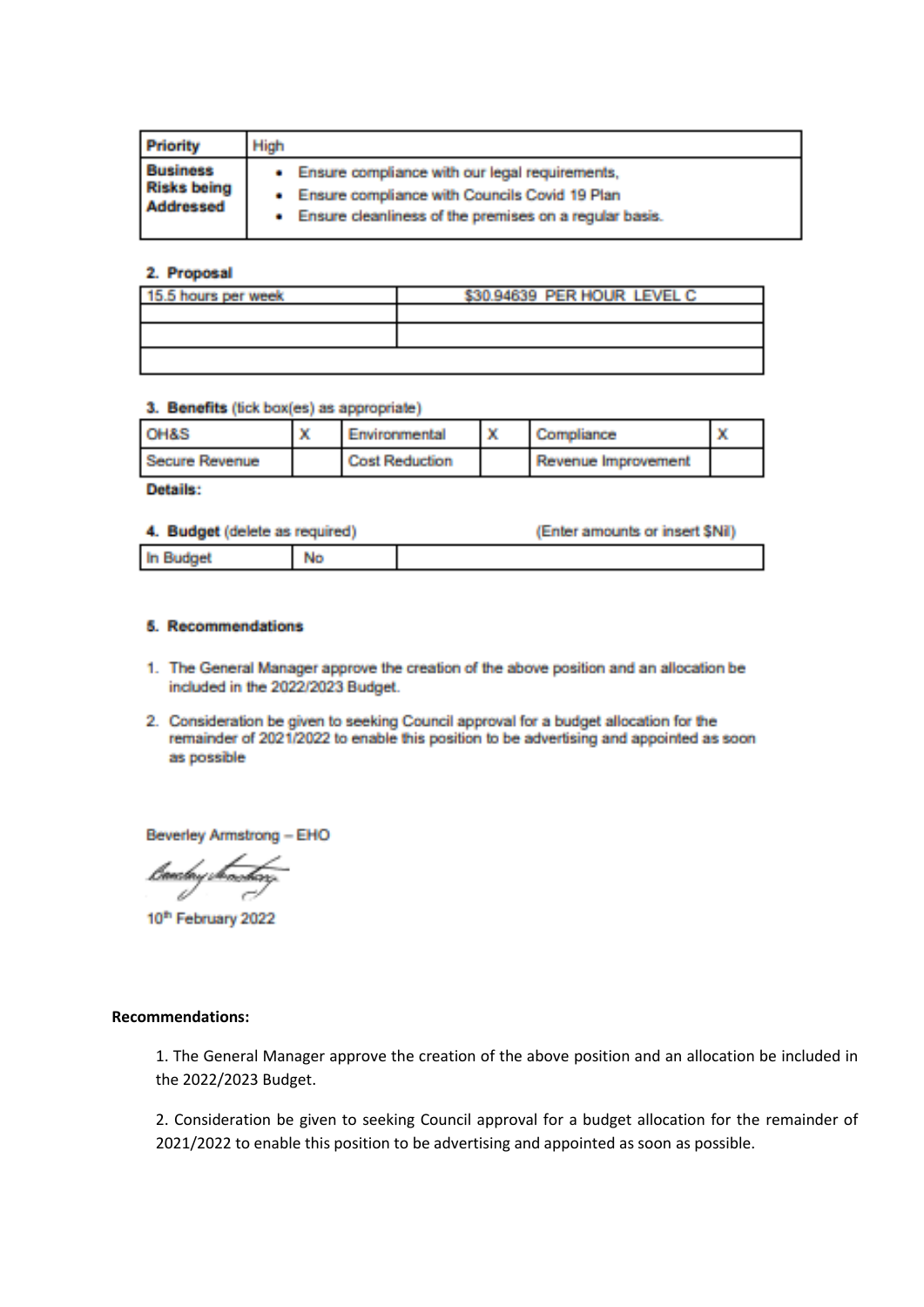| Priority | High |
|---|---|
| Business Risks being Addressed | • Ensure compliance with our legal requirements, <br> • Ensure compliance with Councils Covid 19 Plan <br> • Ensure cleanliness of the premises on a regular basis. |

## 2. Proposal

| | |
|---|---|
| 15.5 hours per week | $30.94639 PER HOUR LEVEL C |
| | |
| | |
| | |

## 3. Benefits (tick box(es) as appropriate)

| | | | | | |
|---|---|---|---|---|---|
| OH&S | X | Environmental | X | Compliance | X |
| Secure Revenue | | Cost Reduction | | Revenue Improvement | |

**Details:**

## 4. Budget (delete as required) (Enter amounts or insert $Nil)

| | | |
|---|---|---|
| In Budget | No | |

## 5. Recommendations

1. The General Manager approve the creation of the above position and an allocation be included in the 2022/2023 Budget.
2. Consideration be given to seeking Council approval for a budget allocation for the remainder of 2021/2022 to enable this position to be advertising and appointed as soon as possible

Beverley Armstrong – EHO

10th February 2022

**Recommendations:**

1. The General Manager approve the creation of the above position and an allocation be included in the 2022/2023 Budget.

2. Consideration be given to seeking Council approval for a budget allocation for the remainder of 2021/2022 to enable this position to be advertising and appointed as soon as possible.